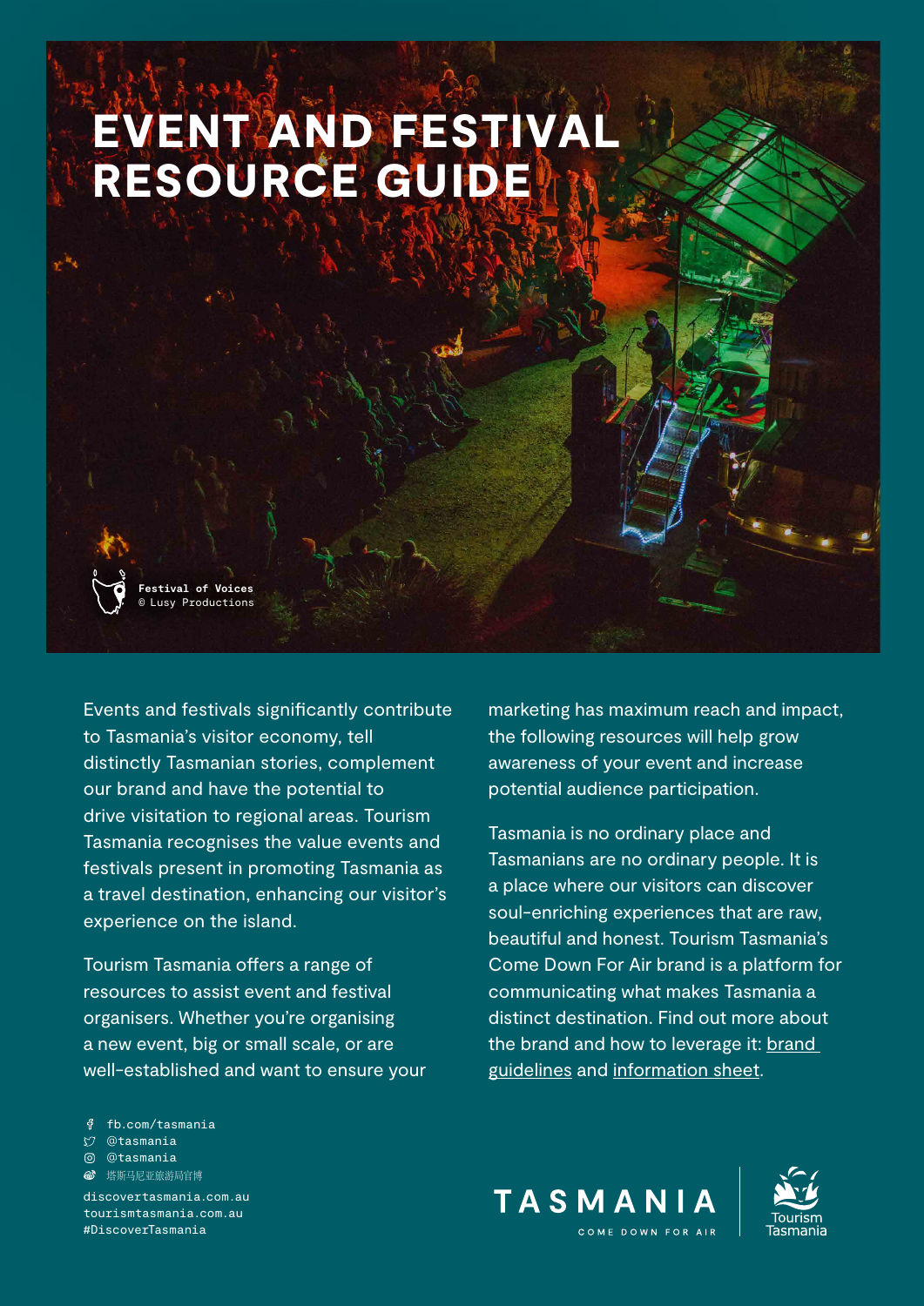# EVENT AND FESTIVAL RESOURCE GUIDE

**Festival of Voices**
© Lusy Productions

Events and festivals significantly contribute to Tasmania's visitor economy, tell distinctly Tasmanian stories, complement our brand and have the potential to drive visitation to regional areas. Tourism Tasmania recognises the value events and festivals present in promoting Tasmania as a travel destination, enhancing our visitor's experience on the island.

Tourism Tasmania offers a range of resources to assist event and festival organisers. Whether you're organising a new event, big or small scale, or are well-established and want to ensure your marketing has maximum reach and impact, the following resources will help grow awareness of your event and increase potential audience participation.

Tasmania is no ordinary place and Tasmanians are no ordinary people. It is a place where our visitors can discover soul-enriching experiences that are raw, beautiful and honest. Tourism Tasmania's Come Down For Air brand is a platform for communicating what makes Tasmania a distinct destination. Find out more about the brand and how to leverage it: brand guidelines and information sheet.

fb.com/tasmania
@tasmania
@tasmania
塔斯马尼亚旅游局官博

discovertasmania.com.au
tourismtasmania.com.au
#DiscoverTasmania

TASMANIA
COME DOWN FOR AIR

Tourism Tasmania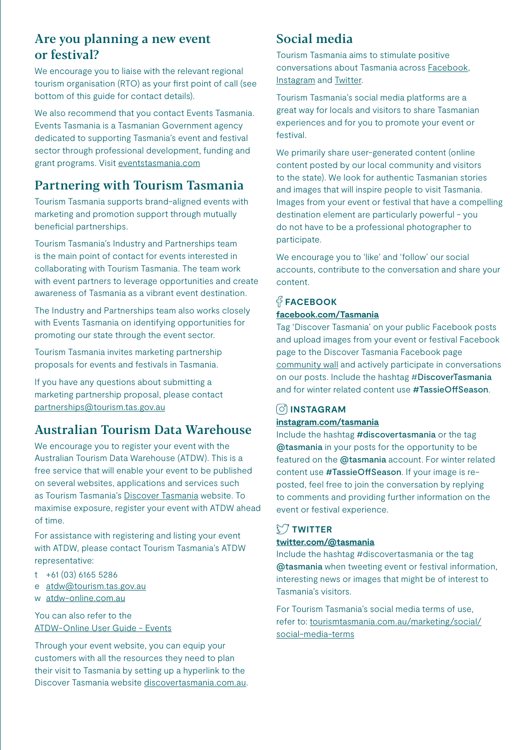## Are you planning a new event or festival?

We encourage you to liaise with the relevant regional tourism organisation (RTO) as your first point of call (see bottom of this guide for contact details).

We also recommend that you contact Events Tasmania. Events Tasmania is a Tasmanian Government agency dedicated to supporting Tasmania's event and festival sector through professional development, funding and grant programs. Visit eventstasmania.com

## Partnering with Tourism Tasmania

Tourism Tasmania supports brand-aligned events with marketing and promotion support through mutually beneficial partnerships.

Tourism Tasmania's Industry and Partnerships team is the main point of contact for events interested in collaborating with Tourism Tasmania. The team work with event partners to leverage opportunities and create awareness of Tasmania as a vibrant event destination.

The Industry and Partnerships team also works closely with Events Tasmania on identifying opportunities for promoting our state through the event sector.

Tourism Tasmania invites marketing partnership proposals for events and festivals in Tasmania.

If you have any questions about submitting a marketing partnership proposal, please contact partnerships@tourism.tas.gov.au

## Australian Tourism Data Warehouse

We encourage you to register your event with the Australian Tourism Data Warehouse (ATDW). This is a free service that will enable your event to be published on several websites, applications and services such as Tourism Tasmania's Discover Tasmania website. To maximise exposure, register your event with ATDW ahead of time.

For assistance with registering and listing your event with ATDW, please contact Tourism Tasmania's ATDW representative:

t +61 (03) 6165 5286
e atdw@tourism.tas.gov.au
w atdw-online.com.au

You can also refer to the ATDW-Online User Guide - Events

Through your event website, you can equip your customers with all the resources they need to plan their visit to Tasmania by setting up a hyperlink to the Discover Tasmania website discovertasmania.com.au.

## Social media

Tourism Tasmania aims to stimulate positive conversations about Tasmania across Facebook, Instagram and Twitter.

Tourism Tasmania's social media platforms are a great way for locals and visitors to share Tasmanian experiences and for you to promote your event or festival.

We primarily share user-generated content (online content posted by our local community and visitors to the state). We look for authentic Tasmanian stories and images that will inspire people to visit Tasmania. Images from your event or festival that have a compelling destination element are particularly powerful - you do not have to be a professional photographer to participate.

We encourage you to 'like' and 'follow' our social accounts, contribute to the conversation and share your content.

### FACEBOOK

**facebook.com/Tasmania**

Tag 'Discover Tasmania' on your public Facebook posts and upload images from your event or festival Facebook page to the Discover Tasmania Facebook page community wall and actively participate in conversations on our posts. Include the hashtag #**DiscoverTasmania** and for winter related content use **#TassieOffSeason**.

### INSTAGRAM

**instagram.com/tasmania**

Include the hashtag **#discovertasmania** or the tag **@tasmania** in your posts for the opportunity to be featured on the **@tasmania** account. For winter related content use **#TassieOffSeason**. If your image is re-posted, feel free to join the conversation by replying to comments and providing further information on the event or festival experience.

### TWITTER

**twitter.com/@tasmania**

Include the hashtag #discovertasmania or the tag **@tasmania** when tweeting event or festival information, interesting news or images that might be of interest to Tasmania's visitors.

For Tourism Tasmania's social media terms of use, refer to: tourismtasmania.com.au/marketing/social/social-media-terms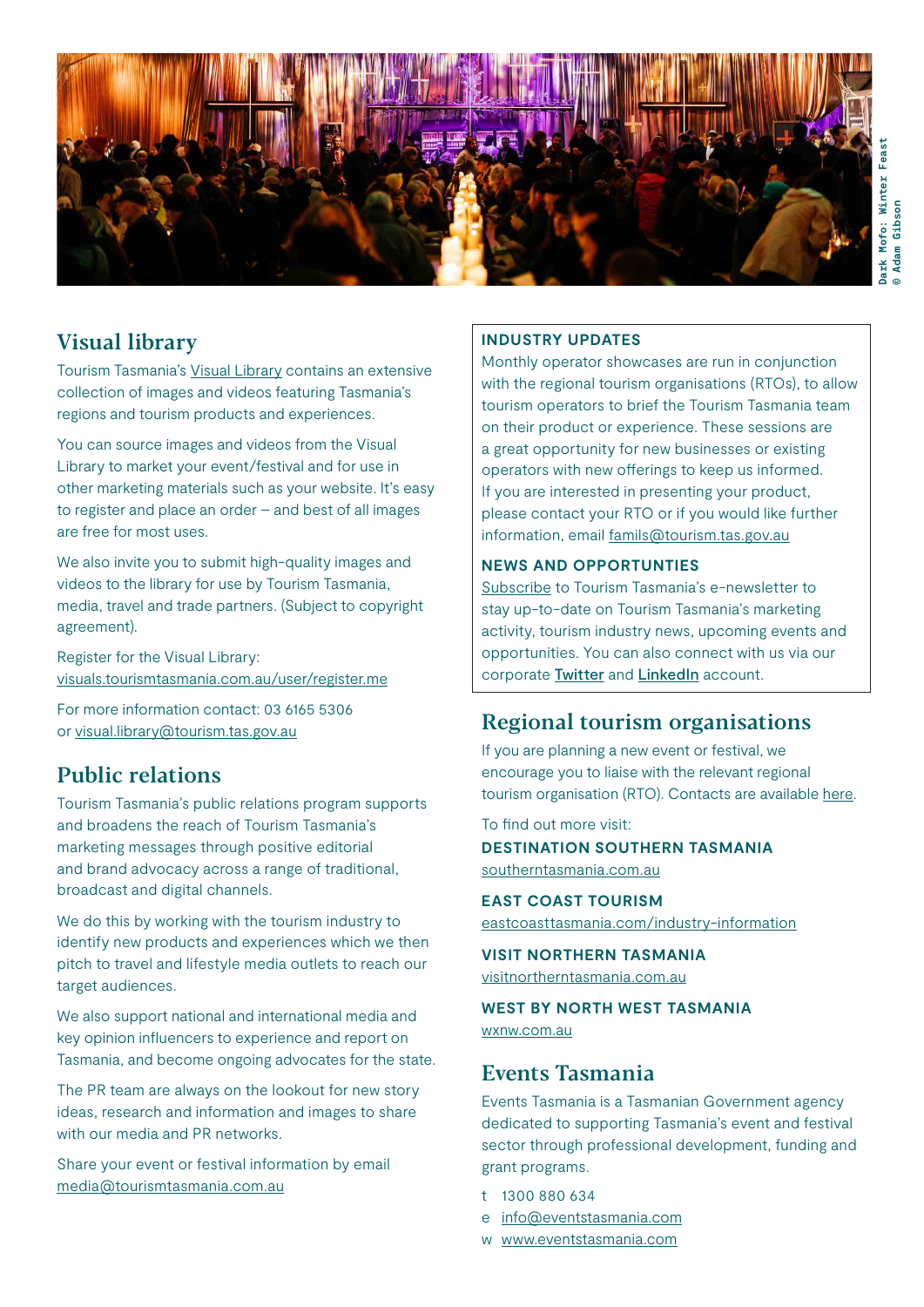Dark Mofo: Winter Feast
© Adam Gibson

## Visual library

Tourism Tasmania's Visual Library contains an extensive collection of images and videos featuring Tasmania's regions and tourism products and experiences.

You can source images and videos from the Visual Library to market your event/festival and for use in other marketing materials such as your website. It's easy to register and place an order – and best of all images are free for most uses.

We also invite you to submit high-quality images and videos to the library for use by Tourism Tasmania, media, travel and trade partners. (Subject to copyright agreement).

Register for the Visual Library:
visuals.tourismtasmania.com.au/user/register.me

For more information contact: 03 6165 5306
or visual.library@tourism.tas.gov.au

## Public relations

Tourism Tasmania's public relations program supports and broadens the reach of Tourism Tasmania's marketing messages through positive editorial and brand advocacy across a range of traditional, broadcast and digital channels.

We do this by working with the tourism industry to identify new products and experiences which we then pitch to travel and lifestyle media outlets to reach our target audiences.

We also support national and international media and key opinion influencers to experience and report on Tasmania, and become ongoing advocates for the state.

The PR team are always on the lookout for new story ideas, research and information and images to share with our media and PR networks.

Share your event or festival information by email
media@tourismtasmania.com.au

### INDUSTRY UPDATES

Monthly operator showcases are run in conjunction with the regional tourism organisations (RTOs), to allow tourism operators to brief the Tourism Tasmania team on their product or experience. These sessions are a great opportunity for new businesses or existing operators with new offerings to keep us informed. If you are interested in presenting your product, please contact your RTO or if you would like further information, email famils@tourism.tas.gov.au

### NEWS AND OPPORTUNTIES

Subscribe to Tourism Tasmania's e-newsletter to stay up-to-date on Tourism Tasmania's marketing activity, tourism industry news, upcoming events and opportunities. You can also connect with us via our corporate Twitter and LinkedIn account.

## Regional tourism organisations

If you are planning a new event or festival, we encourage you to liaise with the relevant regional tourism organisation (RTO). Contacts are available here.

To find out more visit:

**DESTINATION SOUTHERN TASMANIA**
southerntasmania.com.au

**EAST COAST TOURISM**
eastcoasttasmania.com/industry-information

**VISIT NORTHERN TASMANIA**
visitnortherntasmania.com.au

**WEST BY NORTH WEST TASMANIA**
wxnw.com.au

## Events Tasmania

Events Tasmania is a Tasmanian Government agency dedicated to supporting Tasmania's event and festival sector through professional development, funding and grant programs.

t 1300 880 634
e info@eventstasmania.com
w www.eventstasmania.com